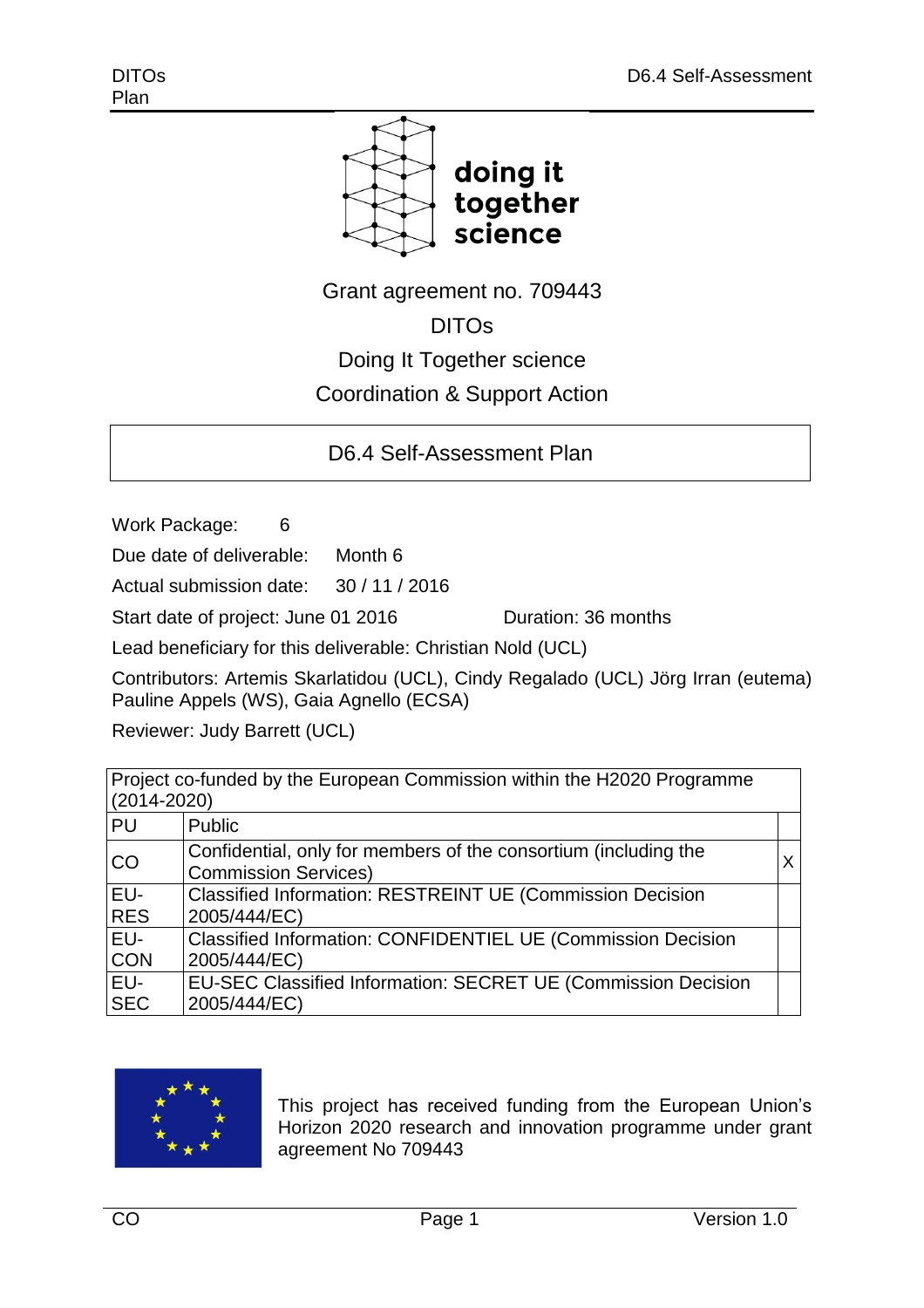doing it together science

Grant agreement no. 709443

DITOs

Doing It Together science

Coordination & Support Action

# D6.4 Self-Assessment Plan

Work Package: 6

Due date of deliverable: Month 6

Actual submission date: 30 / 11 / 2016

Start date of project: June 01 2016 Duration: 36 months

Lead beneficiary for this deliverable: Christian Nold (UCL)

Contributors: Artemis Skarlatidou (UCL), Cindy Regalado (UCL) Jörg Irran (eutema) Pauline Appels (WS), Gaia Agnello (ECSA)

Reviewer: Judy Barrett (UCL)

| Project co-funded by the European Commission within the H2020 Programme (2014-2020) | | |
|---|---|---|
| PU | Public | |
| CO | Confidential, only for members of the consortium (including the Commission Services) | X |
| EU-RES | Classified Information: RESTREINT UE (Commission Decision 2005/444/EC) | |
| EU-CON | Classified Information: CONFIDENTIEL UE (Commission Decision 2005/444/EC) | |
| EU-SEC | EU-SEC Classified Information: SECRET UE (Commission Decision 2005/444/EC) | |

This project has received funding from the European Union's Horizon 2020 research and innovation programme under grant agreement No 709443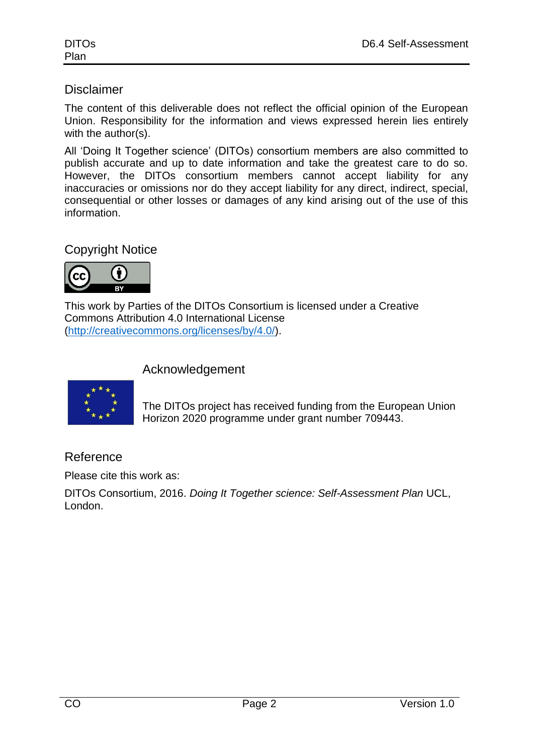## Disclaimer

The content of this deliverable does not reflect the official opinion of the European Union. Responsibility for the information and views expressed herein lies entirely with the author(s).

All 'Doing It Together science' (DITOs) consortium members are also committed to publish accurate and up to date information and take the greatest care to do so. However, the DITOs consortium members cannot accept liability for any inaccuracies or omissions nor do they accept liability for any direct, indirect, special, consequential or other losses or damages of any kind arising out of the use of this information.

## Copyright Notice

This work by Parties of the DITOs Consortium is licensed under a Creative Commons Attribution 4.0 International License (http://creativecommons.org/licenses/by/4.0/).

## Acknowledgement

The DITOs project has received funding from the European Union Horizon 2020 programme under grant number 709443.

## Reference

Please cite this work as:

DITOs Consortium, 2016. *Doing It Together science: Self-Assessment Plan* UCL, London.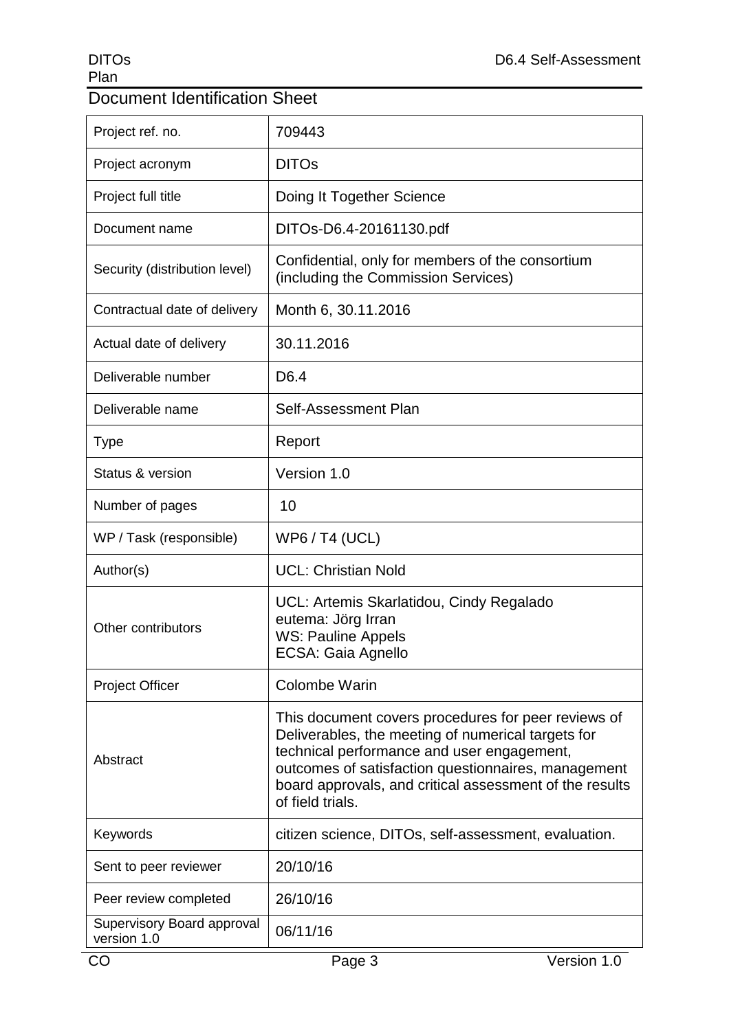# Document Identification Sheet

| Project ref. no. | 709443 |
|---|---|
| Project acronym | DITOs |
| Project full title | Doing It Together Science |
| Document name | DITOs-D6.4-20161130.pdf |
| Security (distribution level) | Confidential, only for members of the consortium (including the Commission Services) |
| Contractual date of delivery | Month 6, 30.11.2016 |
| Actual date of delivery | 30.11.2016 |
| Deliverable number | D6.4 |
| Deliverable name | Self-Assessment Plan |
| Type | Report |
| Status & version | Version 1.0 |
| Number of pages | 10 |
| WP / Task (responsible) | WP6 / T4 (UCL) |
| Author(s) | UCL: Christian Nold |
| Other contributors | UCL: Artemis Skarlatidou, Cindy Regalado<br>eutema: Jörg Irran<br>WS: Pauline Appels<br>ECSA: Gaia Agnello |
| Project Officer | Colombe Warin |
| Abstract | This document covers procedures for peer reviews of Deliverables, the meeting of numerical targets for technical performance and user engagement, outcomes of satisfaction questionnaires, management board approvals, and critical assessment of the results of field trials. |
| Keywords | citizen science, DITOs, self-assessment, evaluation. |
| Sent to peer reviewer | 20/10/16 |
| Peer review completed | 26/10/16 |
| Supervisory Board approval version 1.0 | 06/11/16 |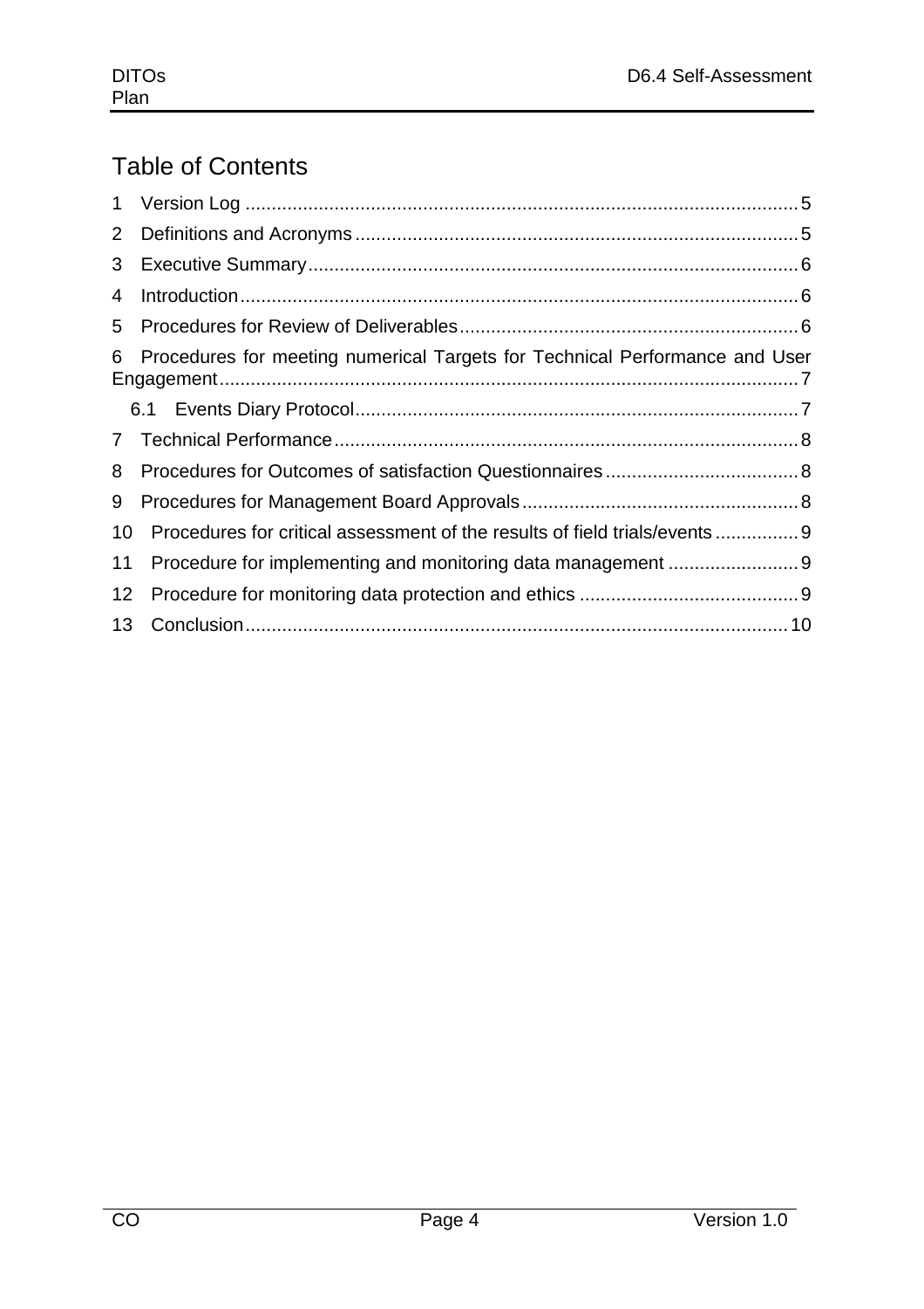# Table of Contents

1 Version Log ........................................................................................................ 5

2 Definitions and Acronyms .................................................................................... 5

3 Executive Summary ............................................................................................. 6

4 Introduction .......................................................................................................... 6

5 Procedures for Review of Deliverables ................................................................ 6

6 Procedures for meeting numerical Targets for Technical Performance and User Engagement ............................................................................................................. 7

6.1 Events Diary Protocol .................................................................................... 7

7 Technical Performance ........................................................................................ 8

8 Procedures for Outcomes of satisfaction Questionnaires ..................................... 8

9 Procedures for Management Board Approvals ..................................................... 8

10 Procedures for critical assessment of the results of field trials/events ................ 9

11 Procedure for implementing and monitoring data management ......................... 9

12 Procedure for monitoring data protection and ethics .......................................... 9

13 Conclusion ....................................................................................................... 10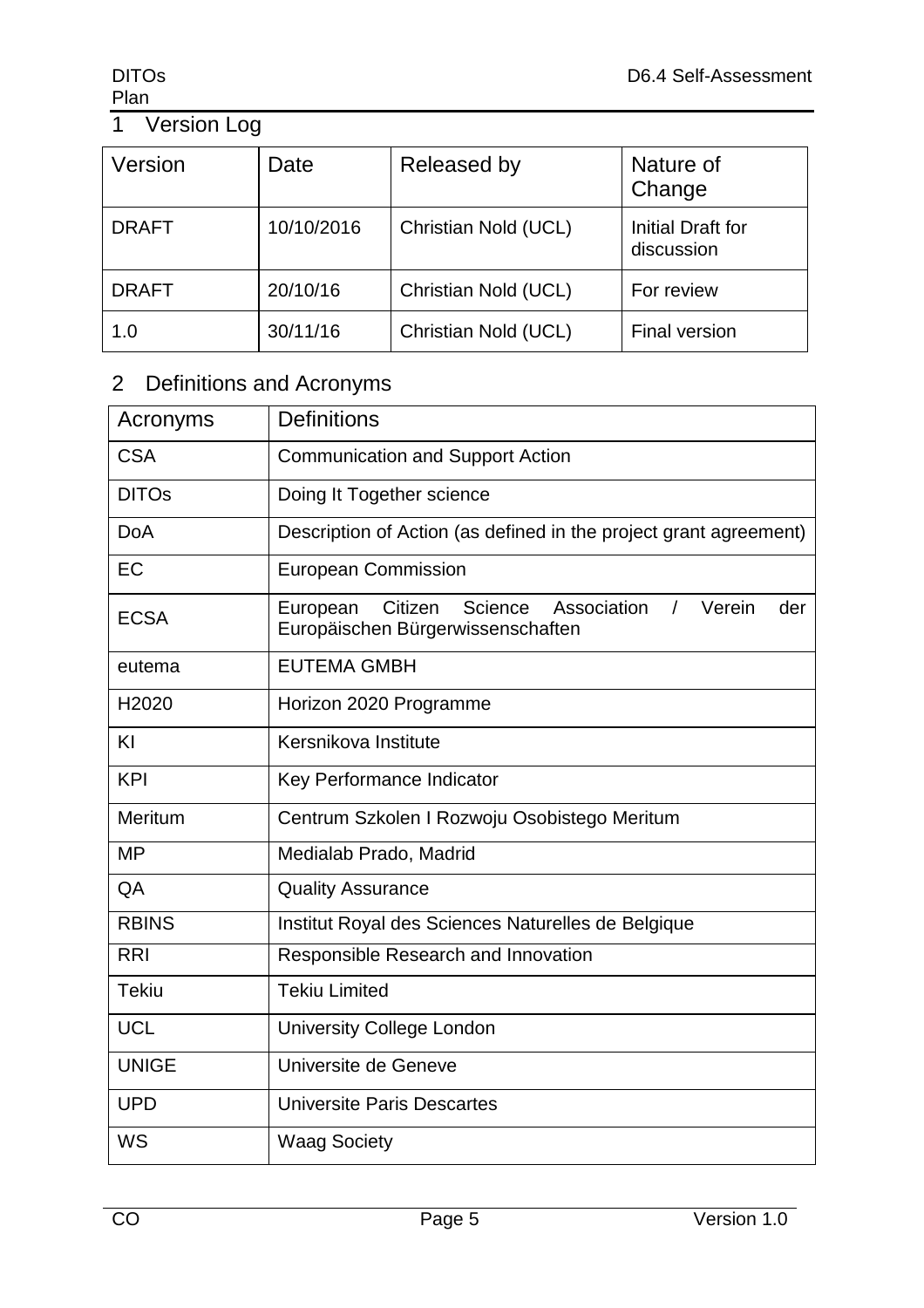# 1 Version Log

| Version | Date | Released by | Nature of Change |
|---|---|---|---|
| DRAFT | 10/10/2016 | Christian Nold (UCL) | Initial Draft for discussion |
| DRAFT | 20/10/16 | Christian Nold (UCL) | For review |
| 1.0 | 30/11/16 | Christian Nold (UCL) | Final version |

# 2 Definitions and Acronyms

| Acronyms | Definitions |
|---|---|
| CSA | Communication and Support Action |
| DITOs | Doing It Together science |
| DoA | Description of Action (as defined in the project grant agreement) |
| EC | European Commission |
| ECSA | European Citizen Science Association / Verein der Europäischen Bürgerwissenschaften |
| eutema | EUTEMA GMBH |
| H2020 | Horizon 2020 Programme |
| KI | Kersnikova Institute |
| KPI | Key Performance Indicator |
| Meritum | Centrum Szkolen I Rozwoju Osobistego Meritum |
| MP | Medialab Prado, Madrid |
| QA | Quality Assurance |
| RBINS | Institut Royal des Sciences Naturelles de Belgique |
| RRI | Responsible Research and Innovation |
| Tekiu | Tekiu Limited |
| UCL | University College London |
| UNIGE | Universite de Geneve |
| UPD | Universite Paris Descartes |
| WS | Waag Society |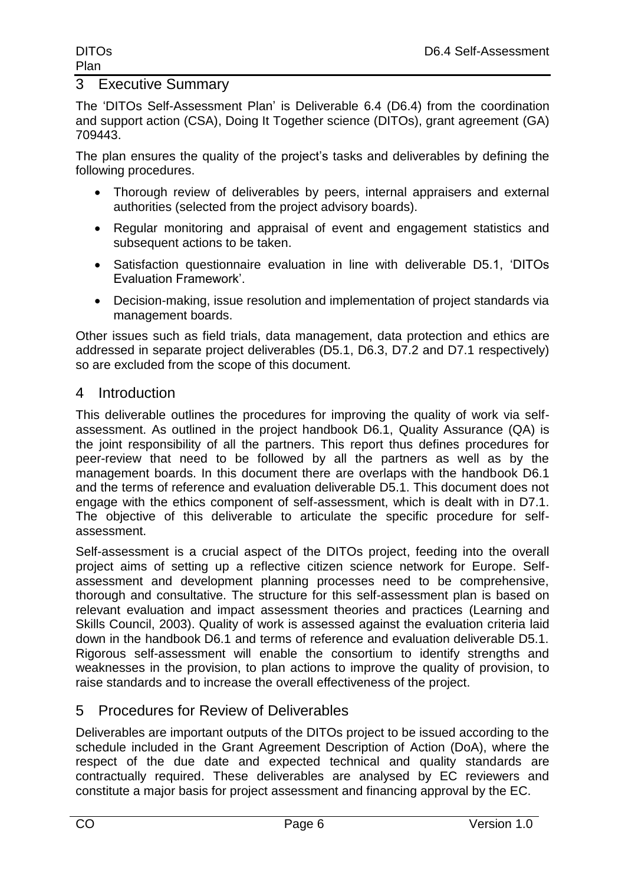# 3 Executive Summary

The 'DITOs Self-Assessment Plan' is Deliverable 6.4 (D6.4) from the coordination and support action (CSA), Doing It Together science (DITOs), grant agreement (GA) 709443.

The plan ensures the quality of the project's tasks and deliverables by defining the following procedures.

- Thorough review of deliverables by peers, internal appraisers and external authorities (selected from the project advisory boards).
- Regular monitoring and appraisal of event and engagement statistics and subsequent actions to be taken.
- Satisfaction questionnaire evaluation in line with deliverable D5.1, 'DITOs Evaluation Framework'.
- Decision-making, issue resolution and implementation of project standards via management boards.

Other issues such as field trials, data management, data protection and ethics are addressed in separate project deliverables (D5.1, D6.3, D7.2 and D7.1 respectively) so are excluded from the scope of this document.

# 4 Introduction

This deliverable outlines the procedures for improving the quality of work via self-assessment. As outlined in the project handbook D6.1, Quality Assurance (QA) is the joint responsibility of all the partners. This report thus defines procedures for peer-review that need to be followed by all the partners as well as by the management boards. In this document there are overlaps with the handbook D6.1 and the terms of reference and evaluation deliverable D5.1. This document does not engage with the ethics component of self-assessment, which is dealt with in D7.1. The objective of this deliverable to articulate the specific procedure for self-assessment.

Self-assessment is a crucial aspect of the DITOs project, feeding into the overall project aims of setting up a reflective citizen science network for Europe. Self-assessment and development planning processes need to be comprehensive, thorough and consultative. The structure for this self-assessment plan is based on relevant evaluation and impact assessment theories and practices (Learning and Skills Council, 2003). Quality of work is assessed against the evaluation criteria laid down in the handbook D6.1 and terms of reference and evaluation deliverable D5.1. Rigorous self-assessment will enable the consortium to identify strengths and weaknesses in the provision, to plan actions to improve the quality of provision, to raise standards and to increase the overall effectiveness of the project.

# 5 Procedures for Review of Deliverables

Deliverables are important outputs of the DITOs project to be issued according to the schedule included in the Grant Agreement Description of Action (DoA), where the respect of the due date and expected technical and quality standards are contractually required. These deliverables are analysed by EC reviewers and constitute a major basis for project assessment and financing approval by the EC.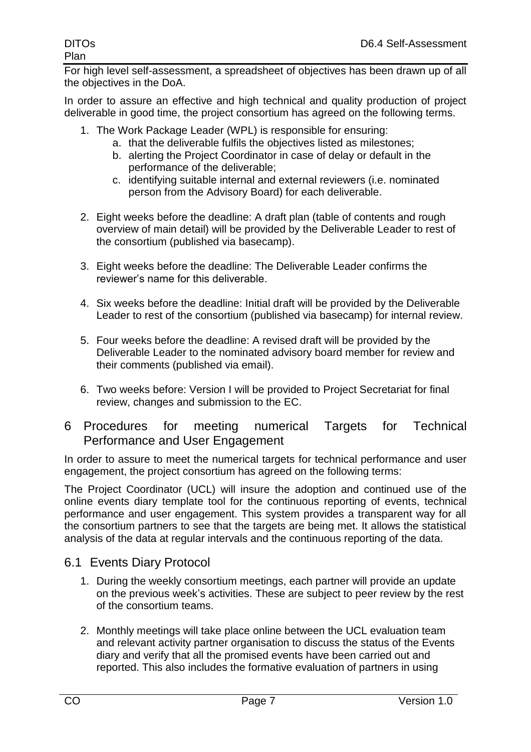For high level self-assessment, a spreadsheet of objectives has been drawn up of all the objectives in the DoA.

In order to assure an effective and high technical and quality production of project deliverable in good time, the project consortium has agreed on the following terms.

1. The Work Package Leader (WPL) is responsible for ensuring:
   a. that the deliverable fulfils the objectives listed as milestones;
   b. alerting the Project Coordinator in case of delay or default in the performance of the deliverable;
   c. identifying suitable internal and external reviewers (i.e. nominated person from the Advisory Board) for each deliverable.

2. Eight weeks before the deadline: A draft plan (table of contents and rough overview of main detail) will be provided by the Deliverable Leader to rest of the consortium (published via basecamp).

3. Eight weeks before the deadline: The Deliverable Leader confirms the reviewer's name for this deliverable.

4. Six weeks before the deadline: Initial draft will be provided by the Deliverable Leader to rest of the consortium (published via basecamp) for internal review.

5. Four weeks before the deadline: A revised draft will be provided by the Deliverable Leader to the nominated advisory board member for review and their comments (published via email).

6. Two weeks before: Version I will be provided to Project Secretariat for final review, changes and submission to the EC.

# 6 Procedures for meeting numerical Targets for Technical Performance and User Engagement

In order to assure to meet the numerical targets for technical performance and user engagement, the project consortium has agreed on the following terms:

The Project Coordinator (UCL) will insure the adoption and continued use of the online events diary template tool for the continuous reporting of events, technical performance and user engagement. This system provides a transparent way for all the consortium partners to see that the targets are being met. It allows the statistical analysis of the data at regular intervals and the continuous reporting of the data.

## 6.1 Events Diary Protocol

1. During the weekly consortium meetings, each partner will provide an update on the previous week's activities. These are subject to peer review by the rest of the consortium teams.

2. Monthly meetings will take place online between the UCL evaluation team and relevant activity partner organisation to discuss the status of the Events diary and verify that all the promised events have been carried out and reported. This also includes the formative evaluation of partners in using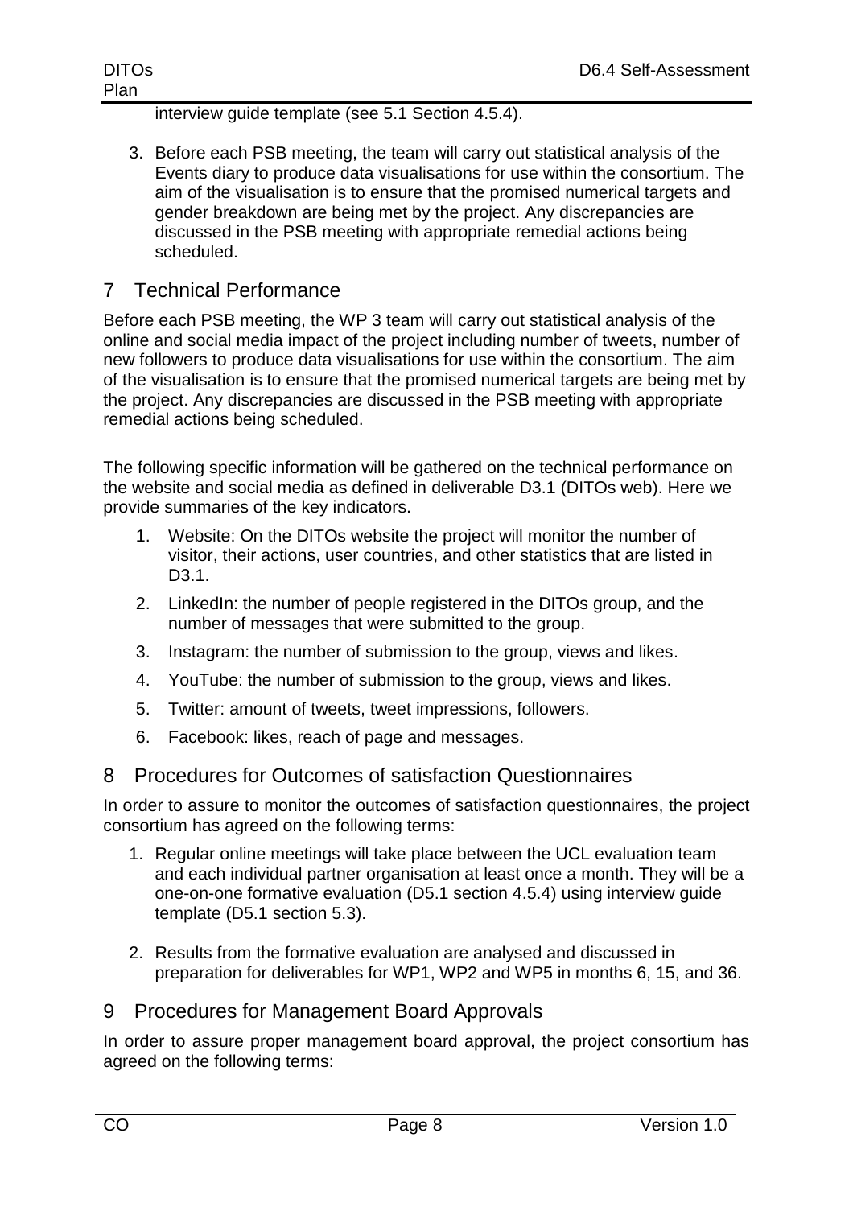interview guide template (see 5.1 Section 4.5.4).

3. Before each PSB meeting, the team will carry out statistical analysis of the Events diary to produce data visualisations for use within the consortium. The aim of the visualisation is to ensure that the promised numerical targets and gender breakdown are being met by the project. Any discrepancies are discussed in the PSB meeting with appropriate remedial actions being scheduled.

# 7 Technical Performance

Before each PSB meeting, the WP 3 team will carry out statistical analysis of the online and social media impact of the project including number of tweets, number of new followers to produce data visualisations for use within the consortium. The aim of the visualisation is to ensure that the promised numerical targets are being met by the project. Any discrepancies are discussed in the PSB meeting with appropriate remedial actions being scheduled.

The following specific information will be gathered on the technical performance on the website and social media as defined in deliverable D3.1 (DITOs web). Here we provide summaries of the key indicators.

1. Website: On the DITOs website the project will monitor the number of visitor, their actions, user countries, and other statistics that are listed in D3.1.
2. LinkedIn: the number of people registered in the DITOs group, and the number of messages that were submitted to the group.
3. Instagram: the number of submission to the group, views and likes.
4. YouTube: the number of submission to the group, views and likes.
5. Twitter: amount of tweets, tweet impressions, followers.
6. Facebook: likes, reach of page and messages.

# 8 Procedures for Outcomes of satisfaction Questionnaires

In order to assure to monitor the outcomes of satisfaction questionnaires, the project consortium has agreed on the following terms:

1. Regular online meetings will take place between the UCL evaluation team and each individual partner organisation at least once a month. They will be a one-on-one formative evaluation (D5.1 section 4.5.4) using interview guide template (D5.1 section 5.3).

2. Results from the formative evaluation are analysed and discussed in preparation for deliverables for WP1, WP2 and WP5 in months 6, 15, and 36.

# 9 Procedures for Management Board Approvals

In order to assure proper management board approval, the project consortium has agreed on the following terms: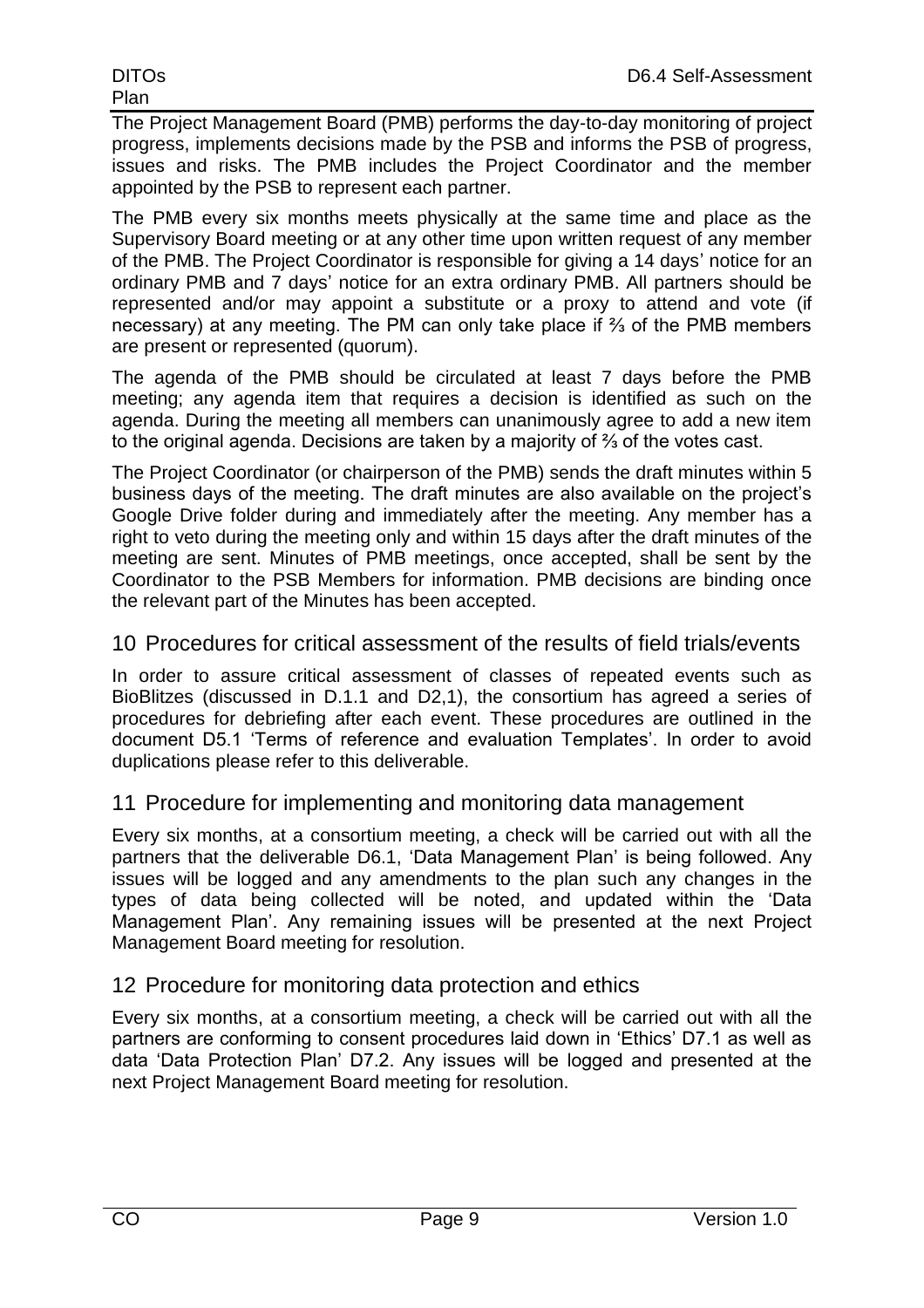The Project Management Board (PMB) performs the day-to-day monitoring of project progress, implements decisions made by the PSB and informs the PSB of progress, issues and risks. The PMB includes the Project Coordinator and the member appointed by the PSB to represent each partner.

The PMB every six months meets physically at the same time and place as the Supervisory Board meeting or at any other time upon written request of any member of the PMB. The Project Coordinator is responsible for giving a 14 days' notice for an ordinary PMB and 7 days' notice for an extra ordinary PMB. All partners should be represented and/or may appoint a substitute or a proxy to attend and vote (if necessary) at any meeting. The PM can only take place if ⅔ of the PMB members are present or represented (quorum).

The agenda of the PMB should be circulated at least 7 days before the PMB meeting; any agenda item that requires a decision is identified as such on the agenda. During the meeting all members can unanimously agree to add a new item to the original agenda. Decisions are taken by a majority of ⅔ of the votes cast.

The Project Coordinator (or chairperson of the PMB) sends the draft minutes within 5 business days of the meeting. The draft minutes are also available on the project's Google Drive folder during and immediately after the meeting. Any member has a right to veto during the meeting only and within 15 days after the draft minutes of the meeting are sent. Minutes of PMB meetings, once accepted, shall be sent by the Coordinator to the PSB Members for information. PMB decisions are binding once the relevant part of the Minutes has been accepted.

# 10 Procedures for critical assessment of the results of field trials/events

In order to assure critical assessment of classes of repeated events such as BioBlitzes (discussed in D.1.1 and D2,1), the consortium has agreed a series of procedures for debriefing after each event. These procedures are outlined in the document D5.1 'Terms of reference and evaluation Templates'. In order to avoid duplications please refer to this deliverable.

# 11 Procedure for implementing and monitoring data management

Every six months, at a consortium meeting, a check will be carried out with all the partners that the deliverable D6.1, 'Data Management Plan' is being followed. Any issues will be logged and any amendments to the plan such any changes in the types of data being collected will be noted, and updated within the 'Data Management Plan'. Any remaining issues will be presented at the next Project Management Board meeting for resolution.

# 12 Procedure for monitoring data protection and ethics

Every six months, at a consortium meeting, a check will be carried out with all the partners are conforming to consent procedures laid down in 'Ethics' D7.1 as well as data 'Data Protection Plan' D7.2. Any issues will be logged and presented at the next Project Management Board meeting for resolution.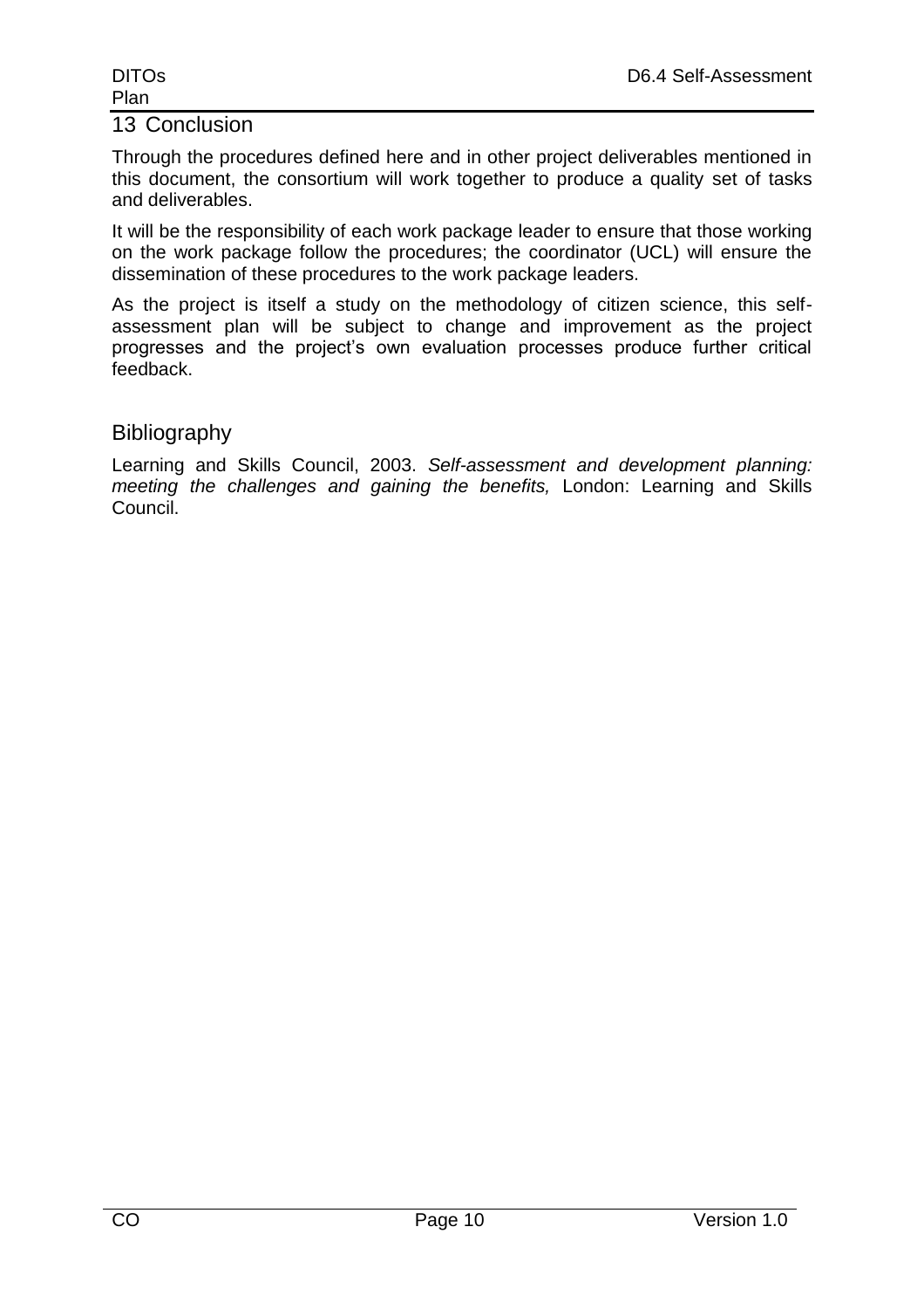## 13 Conclusion

Through the procedures defined here and in other project deliverables mentioned in this document, the consortium will work together to produce a quality set of tasks and deliverables.

It will be the responsibility of each work package leader to ensure that those working on the work package follow the procedures; the coordinator (UCL) will ensure the dissemination of these procedures to the work package leaders.

As the project is itself a study on the methodology of citizen science, this self-assessment plan will be subject to change and improvement as the project progresses and the project's own evaluation processes produce further critical feedback.

## Bibliography

Learning and Skills Council, 2003. *Self-assessment and development planning: meeting the challenges and gaining the benefits,* London: Learning and Skills Council.